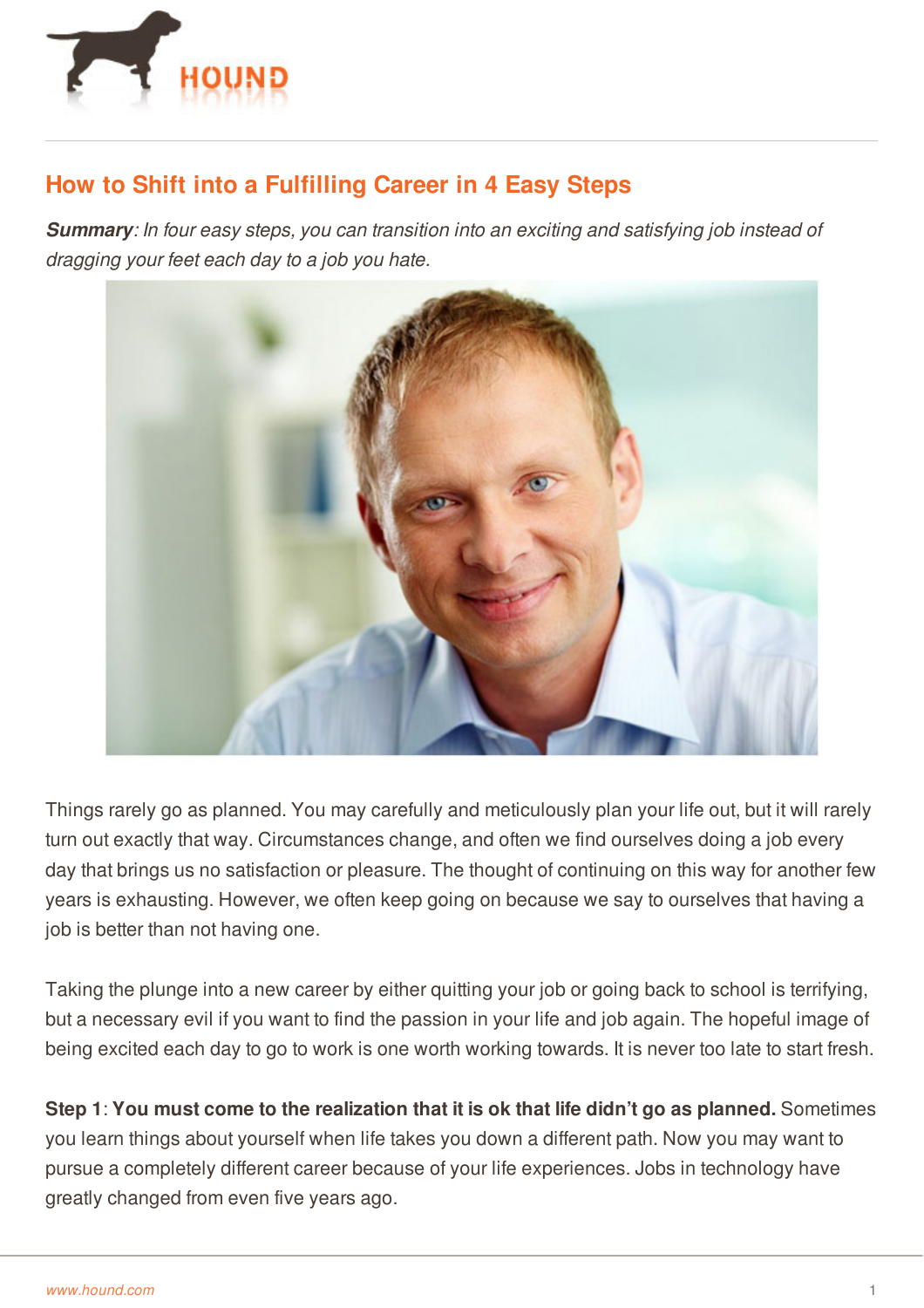# How to Shift into a Fulfilling Career in 4 Easy Steps

***Summary**: In four easy steps, you can transition into an exciting and satisfying job instead of dragging your feet each day to a job you hate.*

Things rarely go as planned. You may carefully and meticulously plan your life out, but it will rarely turn out exactly that way. Circumstances change, and often we find ourselves doing a job every day that brings us no satisfaction or pleasure. The thought of continuing on this way for another few years is exhausting. However, we often keep going on because we say to ourselves that having a job is better than not having one.

Taking the plunge into a new career by either quitting your job or going back to school is terrifying, but a necessary evil if you want to find the passion in your life and job again. The hopeful image of being excited each day to go to work is one worth working towards. It is never too late to start fresh.

**Step 1**: **You must come to the realization that it is ok that life didn't go as planned.** Sometimes you learn things about yourself when life takes you down a different path. Now you may want to pursue a completely different career because of your life experiences. Jobs in technology have greatly changed from even five years ago.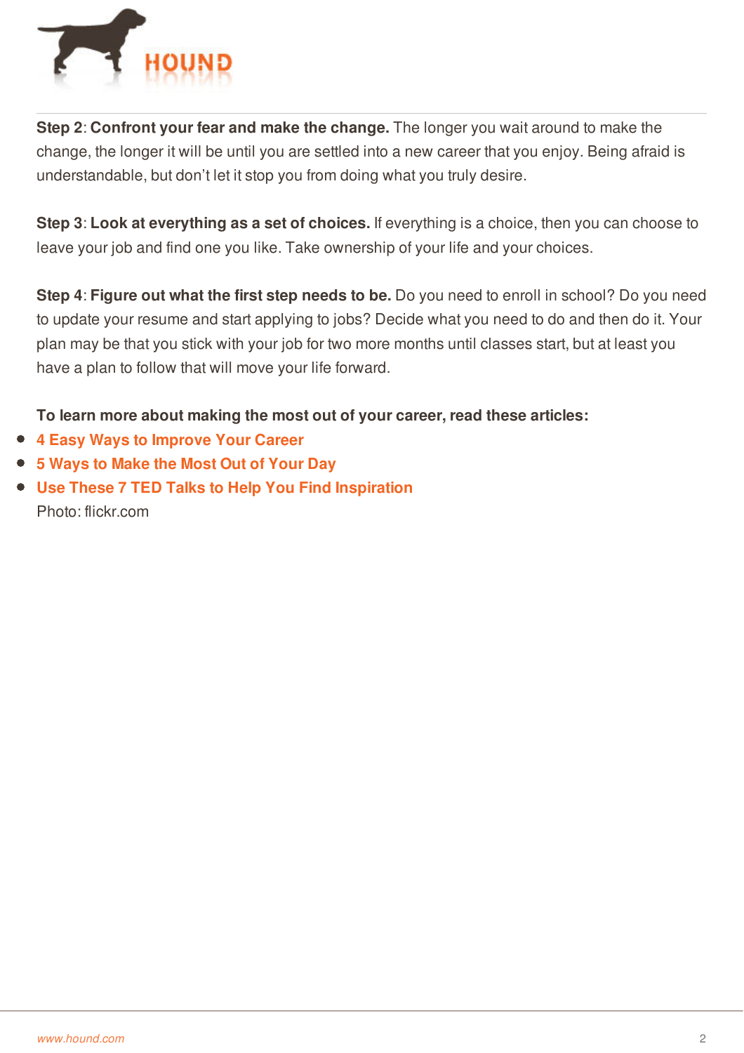**Step 2**: **Confront your fear and make the change.** The longer you wait around to make the change, the longer it will be until you are settled into a new career that you enjoy. Being afraid is understandable, but don't let it stop you from doing what you truly desire.

**Step 3**: **Look at everything as a set of choices.** If everything is a choice, then you can choose to leave your job and find one you like. Take ownership of your life and your choices.

**Step 4**: **Figure out what the first step needs to be.** Do you need to enroll in school? Do you need to update your resume and start applying to jobs? Decide what you need to do and then do it. Your plan may be that you stick with your job for two more months until classes start, but at least you have a plan to follow that will move your life forward.

**To learn more about making the most out of your career, read these articles:**

- **4 Easy Ways to Improve Your Career**
- **5 Ways to Make the Most Out of Your Day**
- **Use These 7 TED Talks to Help You Find Inspiration**

Photo: flickr.com